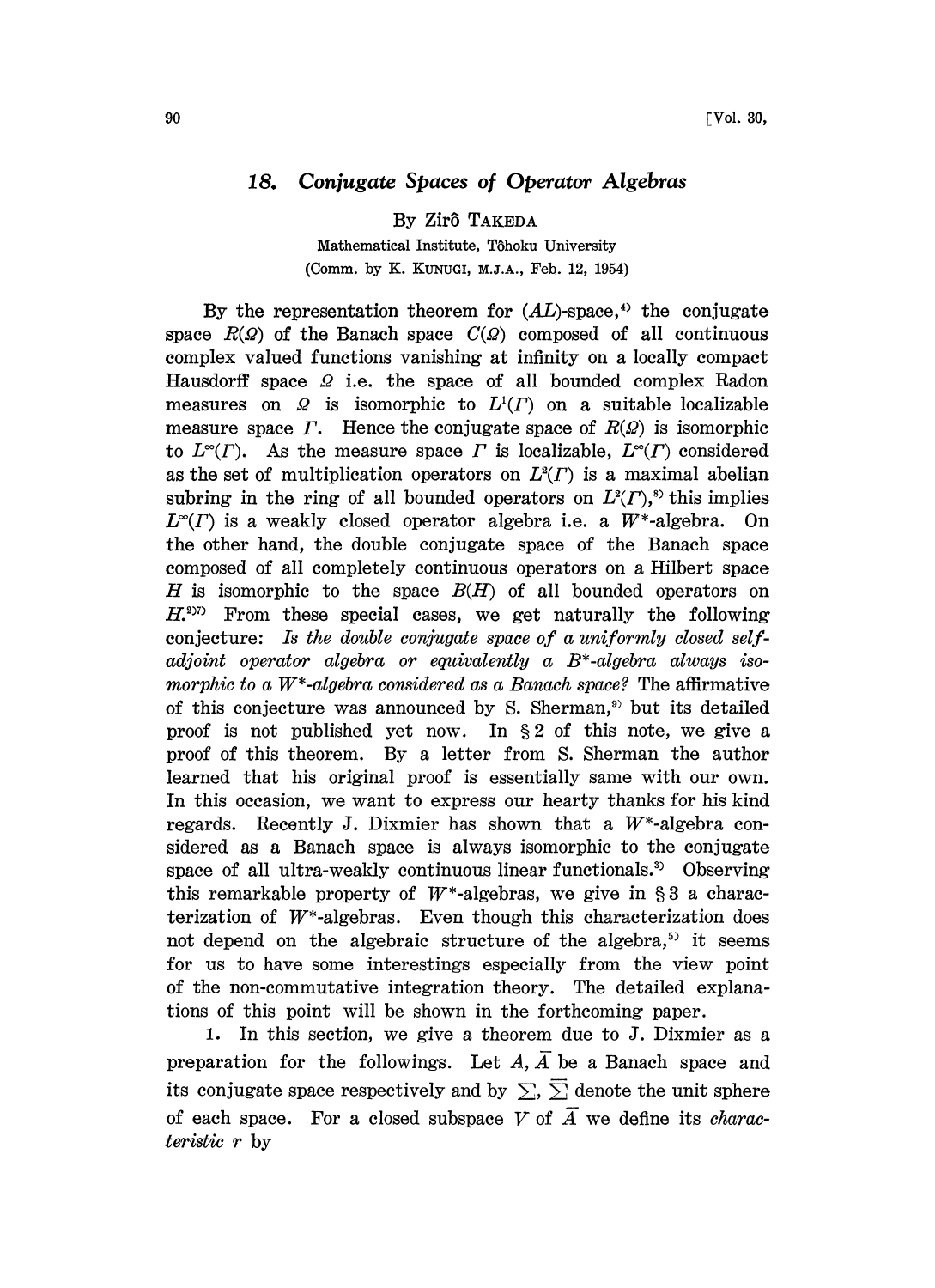# 18. Conjugate Spaces of Operator Algebras

By Zirô TAKEDA

Mathematical Institute, Tôhoku University

(Comm. by K. KUNUGI, M.J.A., Feb. 12, 1954)

By the representation theorem for $(AL)$-space,[4] the conjugate space $R(\Omega)$ of the Banach space $C(\Omega)$ composed of all continuous complex valued functions vanishing at infinity on a locally compact Hausdorff space $\Omega$ i.e. the space of all bounded complex Radon measures on $\Omega$ is isomorphic to $L^1(\Gamma)$ on a suitable localizable measure space $\Gamma$. Hence the conjugate space of $R(\Omega)$ is isomorphic to $L^\infty(\Gamma)$. As the measure space $\Gamma$ is localizable, $L^\infty(\Gamma)$ considered as the set of multiplication operators on $L^2(\Gamma)$ is a maximal abelian subring in the ring of all bounded operators on $L^2(\Gamma)$,[8] this implies $L^\infty(\Gamma)$ is a weakly closed operator algebra i.e. a $W^*$-algebra. On the other hand, the double conjugate space of the Banach space composed of all completely continuous operators on a Hilbert space $H$ is isomorphic to the space $B(H)$ of all bounded operators on $H$.[2][7] From these special cases, we get naturally the following conjecture: *Is the double conjugate space of a uniformly closed self-adjoint operator algebra or equivalently a $B^*$-algebra always isomorphic to a $W^*$-algebra considered as a Banach space?* The affirmative of this conjecture was announced by S. Sherman,[9] but its detailed proof is not published yet now. In § 2 of this note, we give a proof of this theorem. By a letter from S. Sherman the author learned that his original proof is essentially same with our own. In this occasion, we want to express our hearty thanks for his kind regards. Recently J. Dixmier has shown that a $W^*$-algebra considered as a Banach space is always isomorphic to the conjugate space of all ultra-weakly continuous linear functionals.[3] Observing this remarkable property of $W^*$-algebras, we give in § 3 a characterization of $W^*$-algebras. Even though this characterization does not depend on the algebraic structure of the algebra,[5] it seems for us to have some interestings especially from the view point of the non-commutative integration theory. The detailed explanations of this point will be shown in the forthcoming paper.

1. In this section, we give a theorem due to J. Dixmier as a preparation for the followings. Let $A, \bar{A}$ be a Banach space and its conjugate space respectively and by $\sum, \bar{\sum}$ denote the unit sphere of each space. For a closed subspace $V$ of $\bar{A}$ we define its *characteristic* $r$ by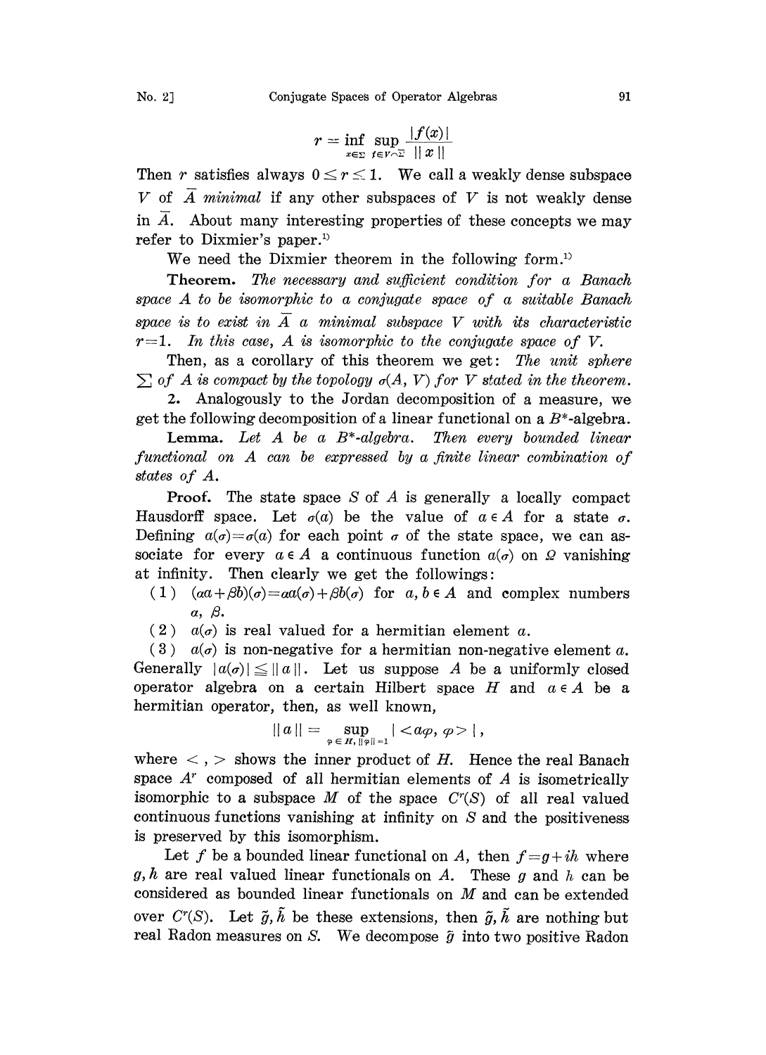$$r = \inf_{x \in \Sigma} \sup_{f \in V \frown \Sigma} \frac{|f(x)|}{\|x\|}$$

Then $r$ satisfies always $0 \leq r \leq 1$. We call a weakly dense subspace $V$ of $\bar{A}$ *minimal* if any other subspaces of $V$ is not weakly dense in $\bar{A}$. About many interesting properties of these concepts we may refer to Dixmier's paper.[1]

We need the Dixmier theorem in the following form.[1]

**Theorem.** *The necessary and sufficient condition for a Banach space $A$ to be isomorphic to a conjugate space of a suitable Banach space is to exist in $\bar{A}$ a minimal subspace $V$ with its characteristic $r=1$. In this case, $A$ is isomorphic to the conjugate space of $V$.*

Then, as a corollary of this theorem we get: *The unit sphere $\sum$ of $A$ is compact by the topology $\sigma(A, V)$ for $V$ stated in the theorem.*

2. Analogously to the Jordan decomposition of a measure, we get the following decomposition of a linear functional on a $B^*$-algebra.

**Lemma.** *Let $A$ be a $B^*$-algebra. Then every bounded linear functional on $A$ can be expressed by a finite linear combination of states of $A$.*

**Proof.** The state space $S$ of $A$ is generally a locally compact Hausdorff space. Let $\sigma(a)$ be the value of $a \in A$ for a state $\sigma$. Defining $a(\sigma) = \sigma(a)$ for each point $\sigma$ of the state space, we can associate for every $a \in A$ a continuous function $a(\sigma)$ on $\Omega$ vanishing at infinity. Then clearly we get the followings:

(1) $(\alpha a + \beta b)(\sigma) = \alpha a(\sigma) + \beta b(\sigma)$ for $a, b \in A$ and complex numbers $\alpha$, $\beta$.

(2) $a(\sigma)$ is real valued for a hermitian element $a$.

(3) $a(\sigma)$ is non-negative for a hermitian non-negative element $a$.

Generally $|a(\sigma)| \leq \|a\|$. Let us suppose $A$ be a uniformly closed operator algebra on a certain Hilbert space $H$ and $a \in A$ be a hermitian operator, then, as well known,

$$\|a\| = \sup_{\varphi \in H, \|\varphi\|=1} |<a\varphi, \varphi>|,$$

where $<\ ,\ >$ shows the inner product of $H$. Hence the real Banach space $A^r$ composed of all hermitian elements of $A$ is isometrically isomorphic to a subspace $M$ of the space $C^r(S)$ of all real valued continuous functions vanishing at infinity on $S$ and the positiveness is preserved by this isomorphism.

Let $f$ be a bounded linear functional on $A$, then $f = g + ih$ where $g, h$ are real valued linear functionals on $A$. These $g$ and $h$ can be considered as bounded linear functionals on $M$ and can be extended over $C^r(S)$. Let $\tilde{g}, \tilde{h}$ be these extensions, then $\tilde{g}, \tilde{h}$ are nothing but real Radon measures on $S$. We decompose $\tilde{g}$ into two positive Radon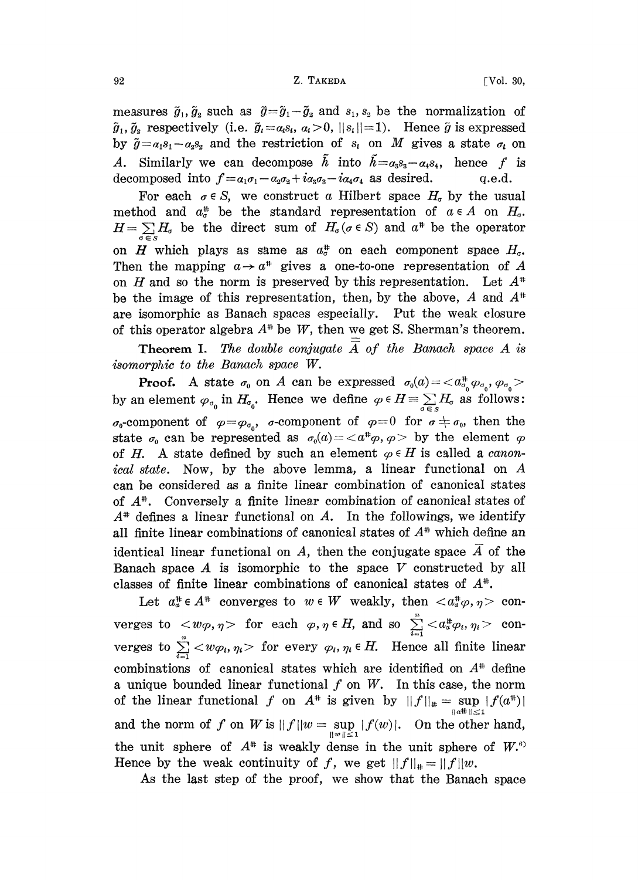measures $\tilde{g}_1, \tilde{g}_2$ such as $\tilde{g}=\tilde{g}_1-\tilde{g}_2$ and $s_1, s_2$ be the normalization of $\tilde{g}_1, \tilde{g}_2$ respectively (i.e. $\tilde{g}_i=\alpha_i s_i$, $\alpha_i>0$, $||s_i||=1$). Hence $\tilde{g}$ is expressed by $\tilde{g}=\alpha_1 s_1-\alpha_2 s_2$ and the restriction of $s_i$ on $M$ gives a state $\sigma_i$ on $A$. Similarly we can decompose $\tilde{h}$ into $\tilde{h}=\alpha_3 s_3-\alpha_4 s_4$, hence $f$ is decomposed into $f=\alpha_1\sigma_1-\alpha_2\sigma_2+i\alpha_3\sigma_3-i\alpha_4\sigma_4$ as desired. q.e.d.

For each $\sigma \in S$, we construct a Hilbert space $H_\sigma$ by the usual method and $a_\sigma^\#$ be the standard representation of $a \in A$ on $H_\sigma$. $H=\sum_{\sigma\in S} H_\sigma$ be the direct sum of $H_\sigma(\sigma \in S)$ and $a^\#$ be the operator on $H$ which plays as same as $a_\sigma^\#$ on each component space $H_\sigma$. Then the mapping $a \to a^\#$ gives a one-to-one representation of $A$ on $H$ and so the norm is preserved by this representation. Let $A^\#$ be the image of this representation, then, by the above, $A$ and $A^\#$ are isomorphic as Banach spaces especially. Put the weak closure of this operator algebra $A^\#$ be $W$, then we get S. Sherman's theorem.

**Theorem I.** *The double conjugate $\bar{\bar{A}}$ of the Banach space $A$ is isomorphic to the Banach space $W$.*

**Proof.** A state $\sigma_0$ on $A$ can be expressed $\sigma_0(a)=\langle a_{\sigma_0}^\# \varphi_{\sigma_0}, \varphi_{\sigma_0}\rangle$ by an element $\varphi_{\sigma_0}$ in $H_{\sigma_0}$. Hence we define $\varphi \in H=\sum_{\sigma\in S} H_\sigma$ as follows: $\sigma_0$-component of $\varphi=\varphi_{\sigma_0}$, $\sigma$-component of $\varphi=0$ for $\sigma \neq \sigma_0$, then the state $\sigma_0$ can be represented as $\sigma_0(a)=\langle a^\#\varphi, \varphi\rangle$ by the element $\varphi$ of $H$. A state defined by such an element $\varphi \in H$ is called a *canonical state*. Now, by the above lemma, a linear functional on $A$ can be considered as a finite linear combination of canonical states of $A^\#$. Conversely a finite linear combination of canonical states of $A^\#$ defines a linear functional on $A$. In the followings, we identify all finite linear combinations of canonical states of $A^\#$ which define an identical linear functional on $A$, then the conjugate space $\bar{A}$ of the Banach space $A$ is isomorphic to the space $V$ constructed by all classes of finite linear combinations of canonical states of $A^\#$.

Let $a_\alpha^\# \in A^\#$ converges to $w \in W$ weakly, then $\langle a_\alpha^\#\varphi, \eta\rangle$ converges to $\langle w\varphi, \eta\rangle$ for each $\varphi, \eta \in H$, and so $\sum_{i=1}^n \langle a_\alpha^\#\varphi_i, \eta_i\rangle$ converges to $\sum_{i=1}^n \langle w\varphi_i, \eta_i\rangle$ for every $\varphi_i, \eta_i \in H$. Hence all finite linear combinations of canonical states which are identified on $A^\#$ define a unique bounded linear functional $f$ on $W$. In this case, the norm of the linear functional $f$ on $A^\#$ is given by $||f||_\# = \sup_{||a^\#||\le 1} |f(a^\#)|$ and the norm of $f$ on $W$ is $||f||w = \sup_{||w||\le 1} |f(w)|$. On the other hand, the unit sphere of $A^\#$ is weakly dense in the unit sphere of $W$.[6] Hence by the weak continuity of $f$, we get $||f||_\# = ||f||w$.

As the last step of the proof, we show that the Banach space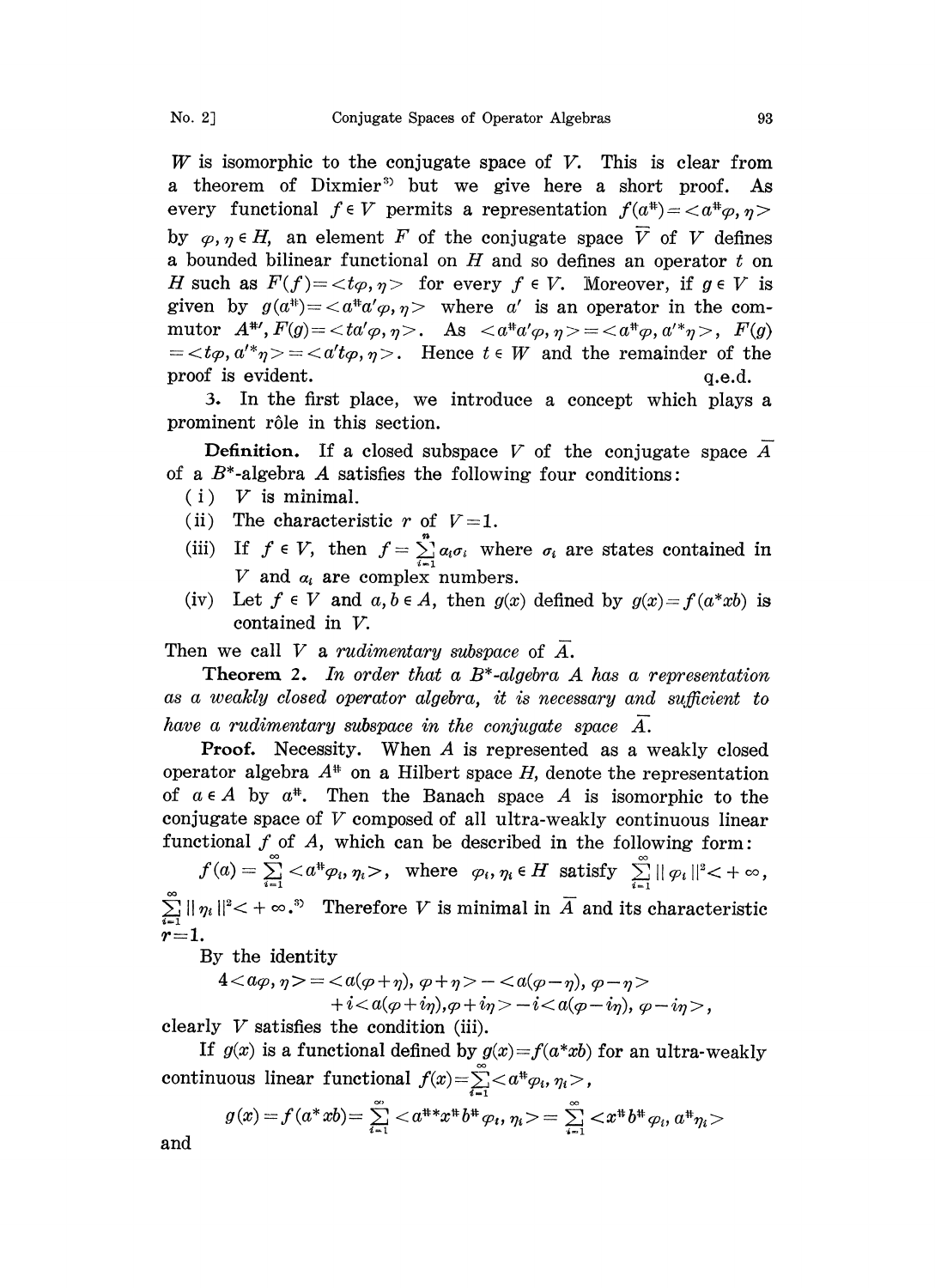$W$ is isomorphic to the conjugate space of $V$. This is clear from a theorem of Dixmier[3] but we give here a short proof. As every functional $f \in V$ permits a representation $f(a^{\#}) = \langle a^{\#}\varphi, \eta \rangle$ by $\varphi, \eta \in H$, an element $F$ of the conjugate space $\overline{V}$ of $V$ defines a bounded bilinear functional on $H$ and so defines an operator $t$ on $H$ such as $F(f) = \langle t\varphi, \eta \rangle$ for every $f \in V$. Moreover, if $g \in V$ is given by $g(a^{\#}) = \langle a^{\#}a'\varphi, \eta \rangle$ where $a'$ is an operator in the commutor $A^{\#\prime}$, $F(g) = \langle ta'\varphi, \eta \rangle$. As $\langle a^{\#}a'\varphi, \eta \rangle = \langle a^{\#}\varphi, a'^{*}\eta \rangle$, $F(g) = \langle t\varphi, a'^{*}\eta \rangle = \langle a't\varphi, \eta \rangle$. Hence $t \in W$ and the remainder of the proof is evident. q.e.d.

3. In the first place, we introduce a concept which plays a prominent rôle in this section.

**Definition.** If a closed subspace $V$ of the conjugate space $\overline{A}$ of a $B^*$-algebra $A$ satisfies the following four conditions:

(i) $V$ is minimal.

(ii) The characteristic $r$ of $V = 1$.

(iii) If $f \in V$, then $f = \sum_{i=1}^{n} \alpha_i \sigma_i$ where $\sigma_i$ are states contained in $V$ and $\alpha_i$ are complex numbers.

(iv) Let $f \in V$ and $a, b \in A$, then $g(x)$ defined by $g(x) = f(a^*xb)$ is contained in $V$.

Then we call $V$ a *rudimentary subspace* of $\overline{A}$.

**Theorem 2.** *In order that a $B^*$-algebra $A$ has a representation as a weakly closed operator algebra, it is necessary and sufficient to have a rudimentary subspace in the conjugate space $\overline{A}$.*

**Proof.** Necessity. When $A$ is represented as a weakly closed operator algebra $A^{\#}$ on a Hilbert space $H$, denote the representation of $a \in A$ by $a^{\#}$. Then the Banach space $A$ is isomorphic to the conjugate space of $V$ composed of all ultra-weakly continuous linear functional $f$ of $A$, which can be described in the following form:

$f(a) = \sum_{i=1}^{\infty} \langle a^{\#}\varphi_i, \eta_i \rangle$, where $\varphi_i, \eta_i \in H$ satisfy $\sum_{i=1}^{\infty} \| \varphi_i \|^2 < +\infty$, $\sum_{i=1}^{\infty} \| \eta_i \|^2 < +\infty$.[3] Therefore $V$ is minimal in $\overline{A}$ and its characteristic $r = 1$.

By the identity

$$4\langle a\varphi, \eta \rangle = \langle a(\varphi+\eta), \varphi+\eta \rangle - \langle a(\varphi-\eta), \varphi-\eta \rangle + i\langle a(\varphi+i\eta), \varphi+i\eta \rangle - i\langle a(\varphi-i\eta), \varphi-i\eta \rangle,$$

clearly $V$ satisfies the condition (iii).

If $g(x)$ is a functional defined by $g(x) = f(a^*xb)$ for an ultra-weakly continuous linear functional $f(x) = \sum_{i=1}^{\infty} \langle a^{\#}\varphi_i, \eta_i \rangle$,

$$g(x) = f(a^*xb) = \sum_{i=1}^{\infty} \langle a^{\#*}x^{\#}b^{\#}\varphi_i, \eta_i \rangle = \sum_{i=1}^{\infty} \langle x^{\#}b^{\#}\varphi_i, a^{\#}\eta_i \rangle$$

and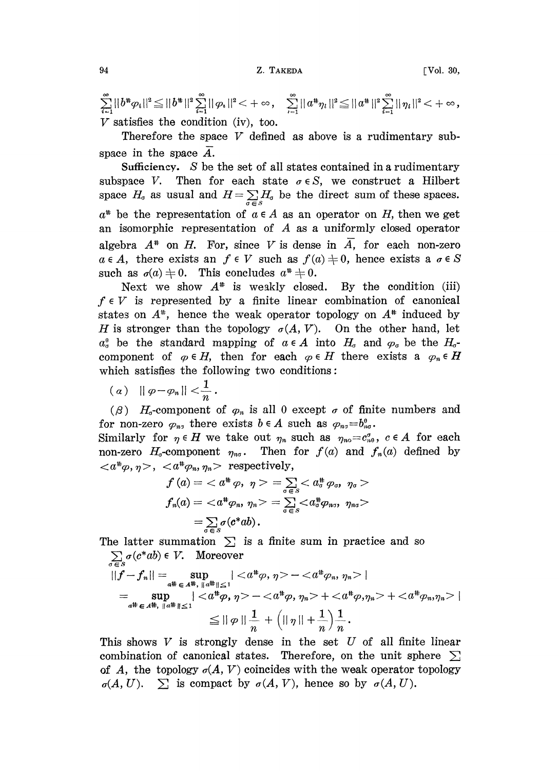$\sum_{i=1}^{\infty}\|b^{\#}\varphi_i\|^2 \leqq \|b^{\#}\|^2 \sum_{i=1}^{\infty}\|\varphi_i\|^2 < +\infty, \quad \sum_{i=1}^{\infty}\|a^{\#}\eta_i\|^2 \leqq \|a^{\#}\|^2 \sum_{i=1}^{\infty}\|\eta_i\|^2 < +\infty,$
$V$ satisfies the condition (iv), too.

Therefore the space $V$ defined as above is a rudimentary subspace in the space $\bar{A}$.

**Sufficiency.** $S$ be the set of all states contained in a rudimentary subspace $V$. Then for each state $\sigma \in S$, we construct a Hilbert space $H_\sigma$ as usual and $H = \sum_{\sigma \in S} H_\sigma$ be the direct sum of these spaces. $a^{\#}$ be the representation of $a \in A$ as an operator on $H$, then we get an isomorphic representation of $A$ as a uniformly closed operator algebra $A^{\#}$ on $H$. For, since $V$ is dense in $\bar{A}$, for each non-zero $a \in A$, there exists an $f \in V$ such as $f(a) \neq 0$, hence exists a $\sigma \in S$ such as $\sigma(a) \neq 0$. This concludes $a^{\#} \neq 0$.

Next we show $A^{\#}$ is weakly closed. By the condition (iii) $f \in V$ is represented by a finite linear combination of canonical states on $A^{\#}$, hence the weak operator topology on $A^{\#}$ induced by $H$ is stronger than the topology $\sigma(A, V)$. On the other hand, let $a_\sigma^0$ be the standard mapping of $a \in A$ into $H_\sigma$ and $\varphi_\sigma$ be the $H_\sigma$-component of $\varphi \in H$, then for each $\varphi \in H$ there exists a $\varphi_n \in H$ which satisfies the following two conditions:

($\alpha$) $\|\varphi - \varphi_n\| < \dfrac{1}{n}$.

($\beta$) $H_\sigma$-component of $\varphi_n$ is all 0 except $\sigma$ of finite numbers and for non-zero $\varphi_{n\sigma}$ there exists $b \in A$ such as $\varphi_{n\sigma} = b_{n\sigma}^0$.

Similarly for $\eta \in H$ we take out $\eta_n$ such as $\eta_{n\sigma} = c_{n\theta}^\sigma$, $c \in A$ for each non-zero $H_\sigma$-component $\eta_{n\sigma}$. Then for $f(a)$ and $f_n(a)$ defined by $<a^{\#}\varphi, \eta>$, $<a^{\#}\varphi_n, \eta_n>$ respectively,

$$f(a) = < a^{\#}\varphi, \eta > = \sum_{\sigma \in S} < a_\sigma^{\#}\varphi_\sigma, \eta_\sigma >$$
$$f_n(a) = <a^{\#}\varphi_n, \eta_n> = \sum_{\sigma \in S} <a_\sigma^{\#}\varphi_{n\sigma}, \eta_{n\sigma}>$$
$$= \sum_{\sigma \in S} \sigma(c^* ab).$$

The latter summation $\sum$ is a finite sum in practice and so $\sum_{\sigma \in S} \sigma(c^* ab) \in V$. Moreover

$$\|f - f_n\| = \sup_{a^{\#} \in A^{\#},\ \|a^{\#}\| \leq 1} | <a^{\#}\varphi, \eta> - <a^{\#}\varphi_n, \eta_n> |$$
$$= \sup_{a^{\#} \in A^{\#},\ \|a^{\#}\| \leq 1} | <a^{\#}\varphi, \eta> - <a^{\#}\varphi, \eta_n> + <a^{\#}\varphi, \eta_n> + <a^{\#}\varphi_n, \eta_n> |$$
$$\leqq \|\varphi\| \frac{1}{n} + \left(\|\eta\| + \frac{1}{n}\right)\frac{1}{n}.$$

This shows $V$ is strongly dense in the set $U$ of all finite linear combination of canonical states. Therefore, on the unit sphere $\sum$ of $A$, the topology $\sigma(A, V)$ coincides with the weak operator topology $\sigma(A, U)$. $\sum$ is compact by $\sigma(A, V)$, hence so by $\sigma(A, U)$.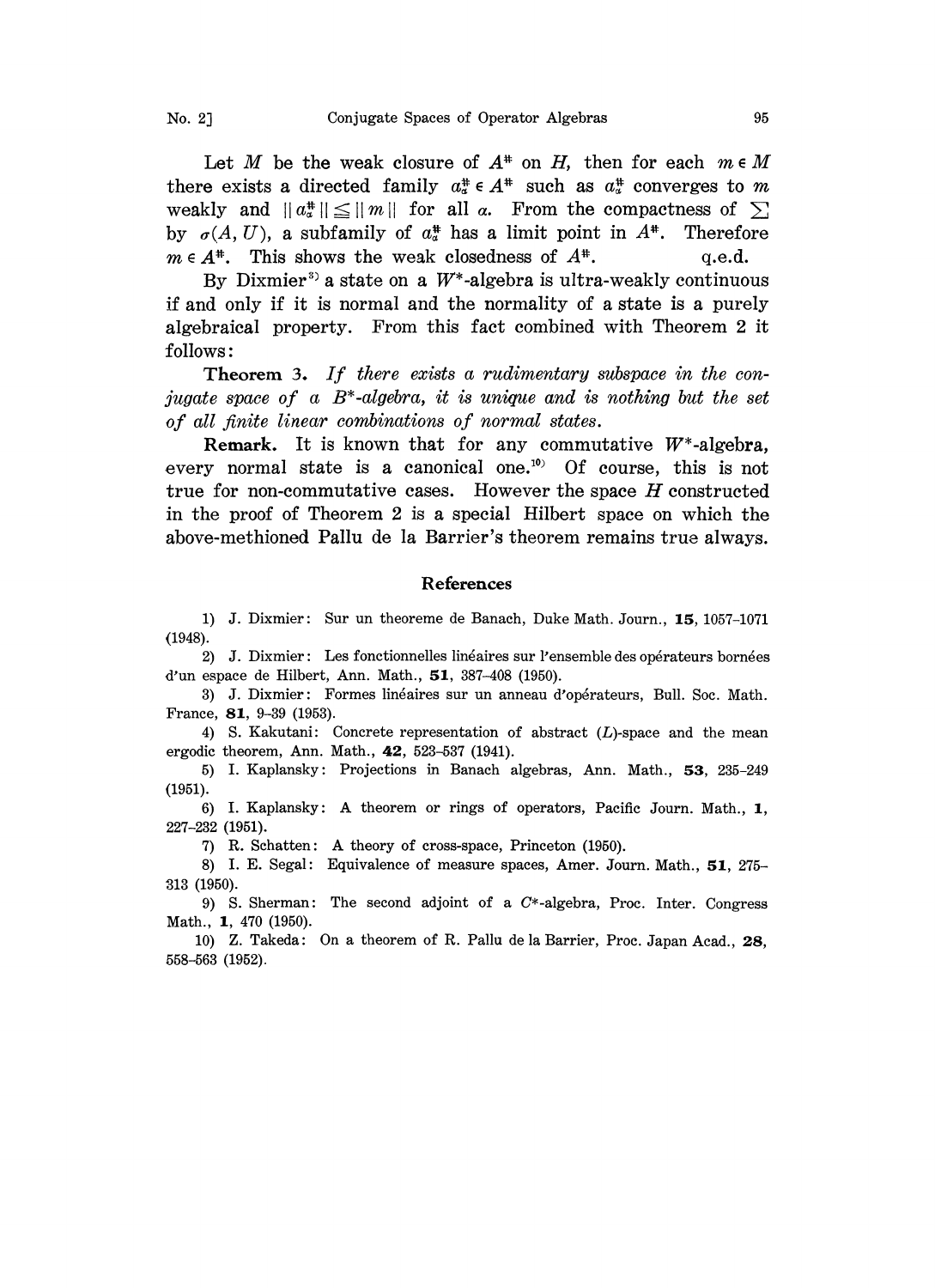Let $M$ be the weak closure of $A^{\#}$ on $H$, then for each $m \in M$ there exists a directed family $a_{\alpha}^{\#} \in A^{\#}$ such as $a_{\alpha}^{\#}$ converges to $m$ weakly and $\| a_{\alpha}^{\#} \| \leqq \| m \|$ for all $\alpha$. From the compactness of $\sum$ by $\sigma(A, U)$, a subfamily of $a_{\alpha}^{\#}$ has a limit point in $A^{\#}$. Therefore $m \in A^{\#}$. This shows the weak closedness of $A^{\#}$. q.e.d.

By Dixmier[3] a state on a $W^*$-algebra is ultra-weakly continuous if and only if it is normal and the normality of a state is a purely algebraical property. From this fact combined with Theorem 2 it follows:

**Theorem 3.** *If there exists a rudimentary subspace in the conjugate space of a $B^*$-algebra, it is unique and is nothing but the set of all finite linear combinations of normal states.*

**Remark.** It is known that for any commutative $W^*$-algebra, every normal state is a canonical one.[10] Of course, this is not true for non-commutative cases. However the space $H$ constructed in the proof of Theorem 2 is a special Hilbert space on which the above-methioned Pallu de la Barrier's theorem remains true always.

## References

1) J. Dixmier: Sur un theoreme de Banach, Duke Math. Journ., **15**, 1057–1071 (1948).

2) J. Dixmier: Les fonctionnelles linéaires sur l'ensemble des opérateurs bornées d'un espace de Hilbert, Ann. Math., **51**, 387–408 (1950).

3) J. Dixmier: Formes linéaires sur un anneau d'opérateurs, Bull. Soc. Math. France, **81**, 9–39 (1953).

4) S. Kakutani: Concrete representation of abstract ($L$)-space and the mean ergodic theorem, Ann. Math., **42**, 523–537 (1941).

5) I. Kaplansky: Projections in Banach algebras, Ann. Math., **53**, 235–249 (1951).

6) I. Kaplansky: A theorem or rings of operators, Pacific Journ. Math., **1**, 227–232 (1951).

7) R. Schatten: A theory of cross-space, Princeton (1950).

8) I. E. Segal: Equivalence of measure spaces, Amer. Journ. Math., **51**, 275–313 (1950).

9) S. Sherman: The second adjoint of a $C^*$-algebra, Proc. Inter. Congress Math., **1**, 470 (1950).

10) Z. Takeda: On a theorem of R. Pallu de la Barrier, Proc. Japan Acad., **28**, 558–563 (1952).